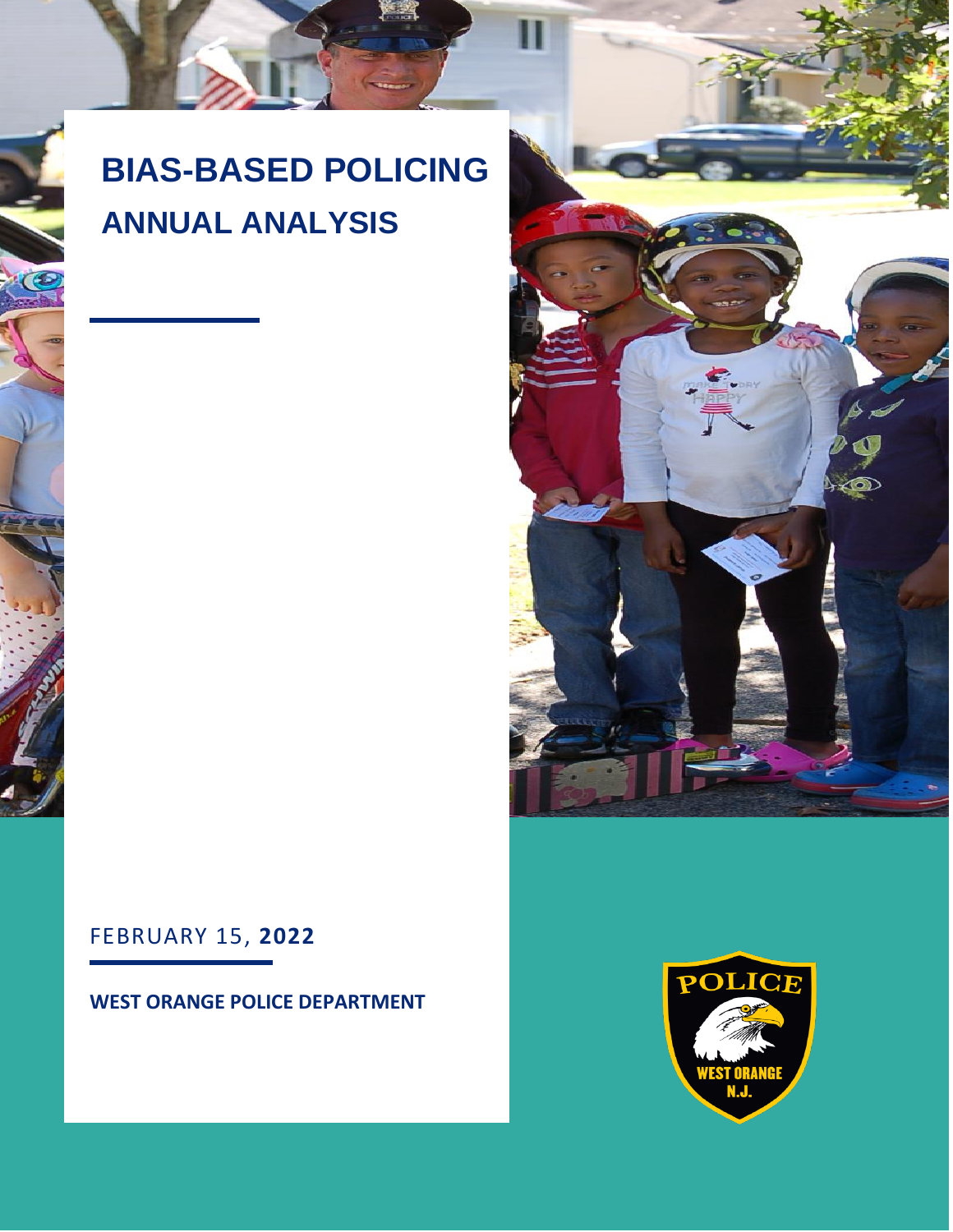# BIAS-BASED POLICING
## ANNUAL ANALYSIS

FEBRUARY 15, **2022**

**WEST ORANGE POLICE DEPARTMENT**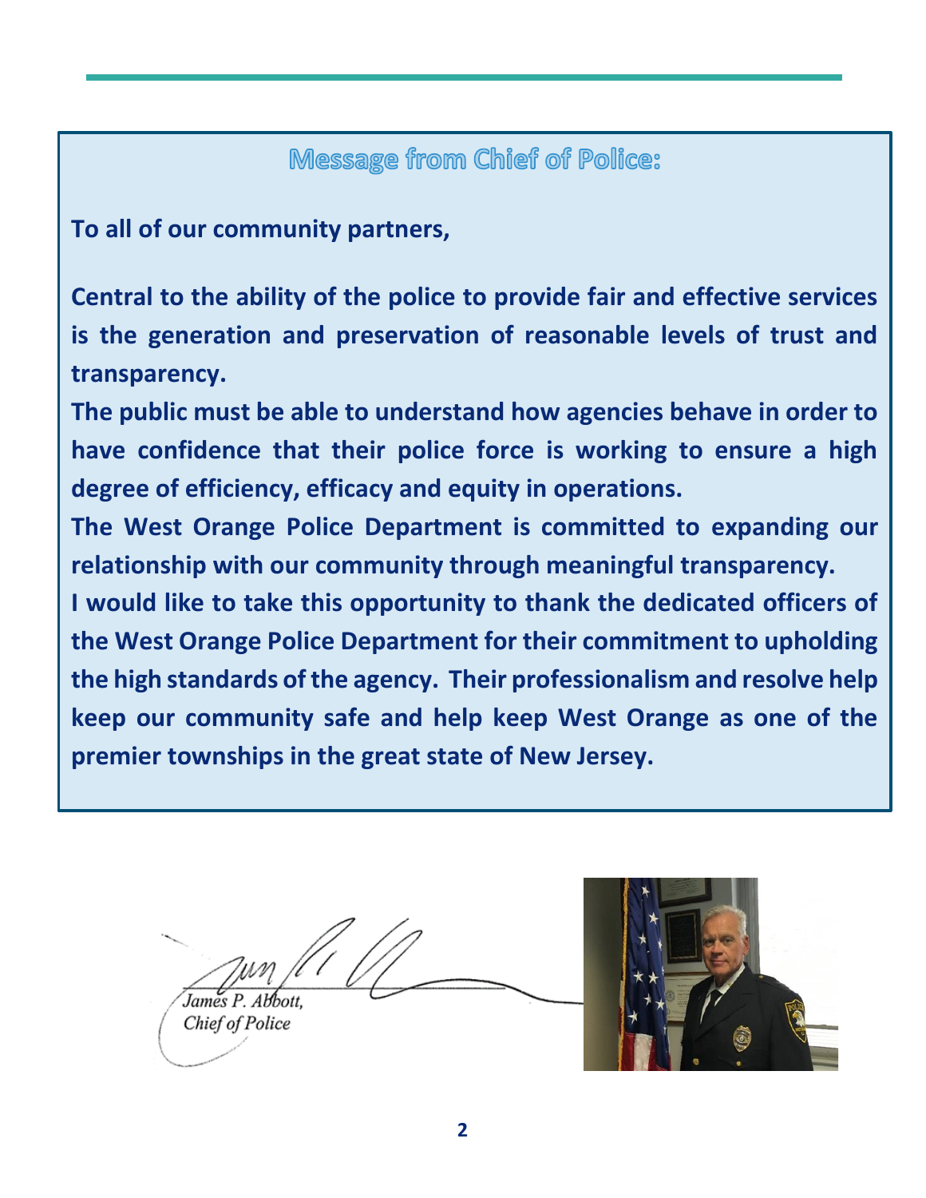## Message from Chief of Police:

**To all of our community partners,**

**Central to the ability of the police to provide fair and effective services is the generation and preservation of reasonable levels of trust and transparency.**

**The public must be able to understand how agencies behave in order to have confidence that their police force is working to ensure a high degree of efficiency, efficacy and equity in operations.**

**The West Orange Police Department is committed to expanding our relationship with our community through meaningful transparency.**

**I would like to take this opportunity to thank the dedicated officers of the West Orange Police Department for their commitment to upholding the high standards of the agency. Their professionalism and resolve help keep our community safe and help keep West Orange as one of the premier townships in the great state of New Jersey.**

*James P. Abbott,*
*Chief of Police*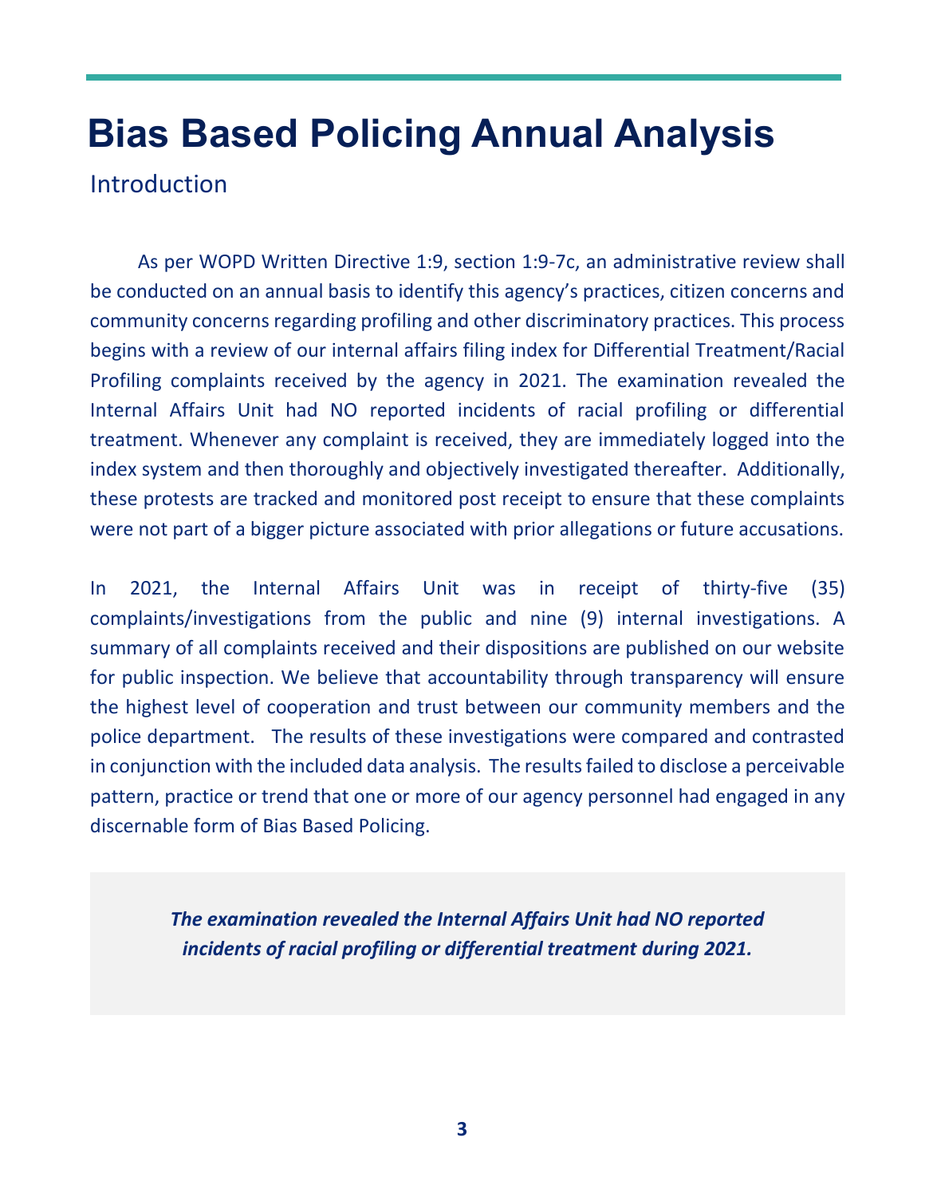# Bias Based Policing Annual Analysis

## Introduction

As per WOPD Written Directive 1:9, section 1:9-7c, an administrative review shall be conducted on an annual basis to identify this agency's practices, citizen concerns and community concerns regarding profiling and other discriminatory practices. This process begins with a review of our internal affairs filing index for Differential Treatment/Racial Profiling complaints received by the agency in 2021. The examination revealed the Internal Affairs Unit had NO reported incidents of racial profiling or differential treatment. Whenever any complaint is received, they are immediately logged into the index system and then thoroughly and objectively investigated thereafter. Additionally, these protests are tracked and monitored post receipt to ensure that these complaints were not part of a bigger picture associated with prior allegations or future accusations.

In 2021, the Internal Affairs Unit was in receipt of thirty-five (35) complaints/investigations from the public and nine (9) internal investigations. A summary of all complaints received and their dispositions are published on our website for public inspection. We believe that accountability through transparency will ensure the highest level of cooperation and trust between our community members and the police department. The results of these investigations were compared and contrasted in conjunction with the included data analysis. The results failed to disclose a perceivable pattern, practice or trend that one or more of our agency personnel had engaged in any discernable form of Bias Based Policing.

***The examination revealed the Internal Affairs Unit had NO reported incidents of racial profiling or differential treatment during 2021.***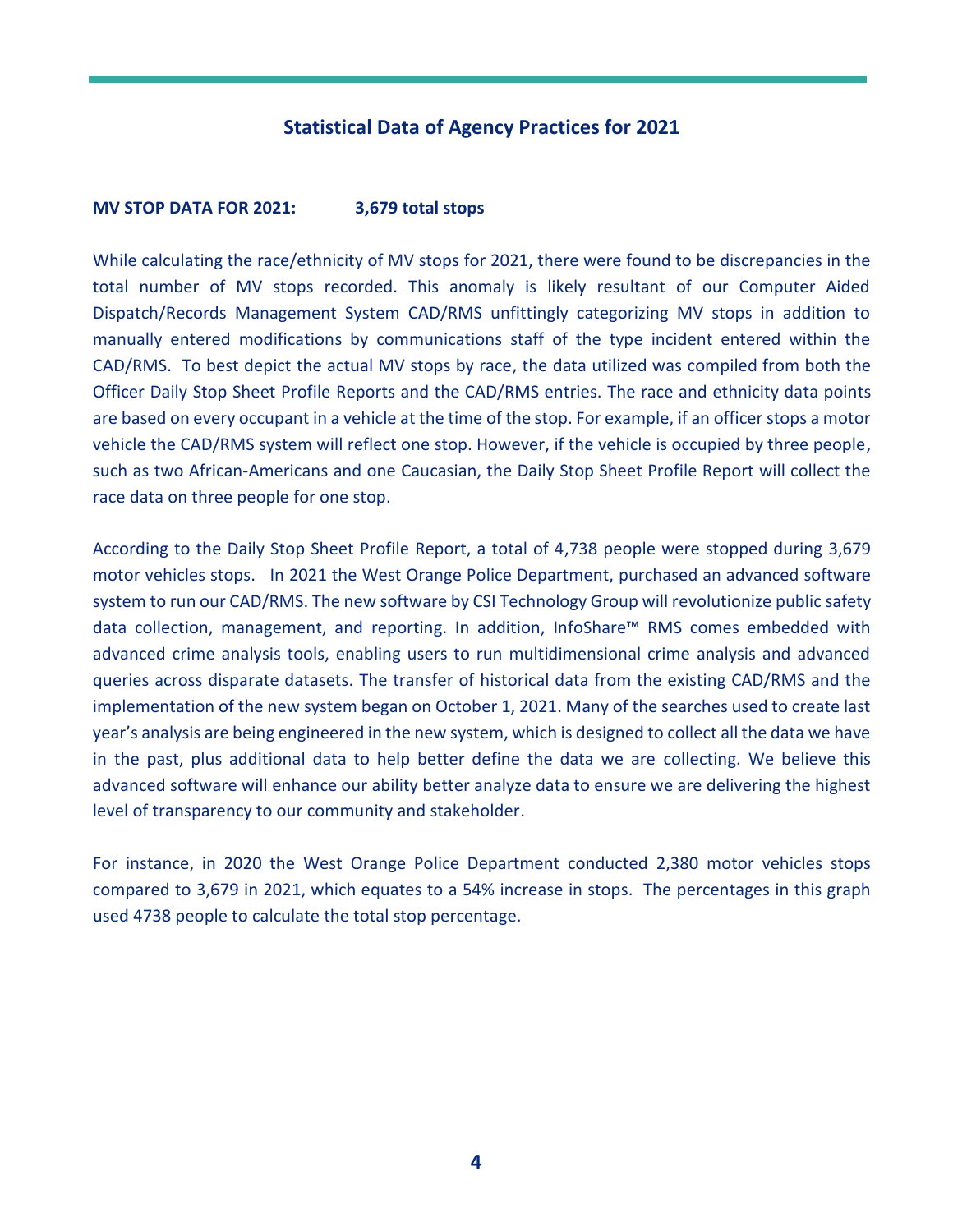## Statistical Data of Agency Practices for 2021

**MV STOP DATA FOR 2021: 3,679 total stops**

While calculating the race/ethnicity of MV stops for 2021, there were found to be discrepancies in the total number of MV stops recorded. This anomaly is likely resultant of our Computer Aided Dispatch/Records Management System CAD/RMS unfittingly categorizing MV stops in addition to manually entered modifications by communications staff of the type incident entered within the CAD/RMS. To best depict the actual MV stops by race, the data utilized was compiled from both the Officer Daily Stop Sheet Profile Reports and the CAD/RMS entries. The race and ethnicity data points are based on every occupant in a vehicle at the time of the stop. For example, if an officer stops a motor vehicle the CAD/RMS system will reflect one stop. However, if the vehicle is occupied by three people, such as two African-Americans and one Caucasian, the Daily Stop Sheet Profile Report will collect the race data on three people for one stop.

According to the Daily Stop Sheet Profile Report, a total of 4,738 people were stopped during 3,679 motor vehicles stops. In 2021 the West Orange Police Department, purchased an advanced software system to run our CAD/RMS. The new software by CSI Technology Group will revolutionize public safety data collection, management, and reporting. In addition, InfoShare™ RMS comes embedded with advanced crime analysis tools, enabling users to run multidimensional crime analysis and advanced queries across disparate datasets. The transfer of historical data from the existing CAD/RMS and the implementation of the new system began on October 1, 2021. Many of the searches used to create last year's analysis are being engineered in the new system, which is designed to collect all the data we have in the past, plus additional data to help better define the data we are collecting. We believe this advanced software will enhance our ability better analyze data to ensure we are delivering the highest level of transparency to our community and stakeholder.

For instance, in 2020 the West Orange Police Department conducted 2,380 motor vehicles stops compared to 3,679 in 2021, which equates to a 54% increase in stops. The percentages in this graph used 4738 people to calculate the total stop percentage.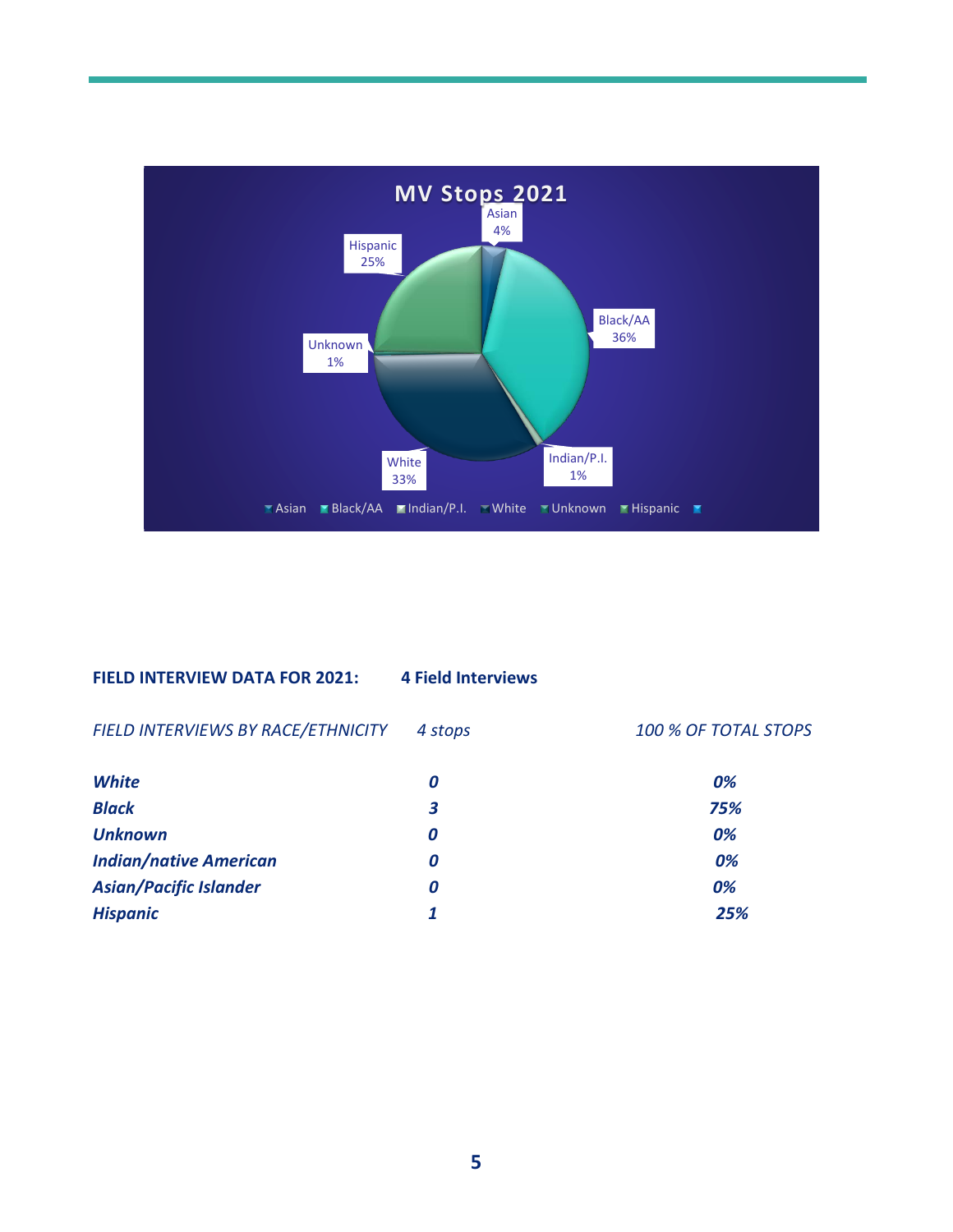**MV Stops 2021**

| Race/Ethnicity | Percent |
| --- | --- |
| Asian | 4% |
| Black/AA | 36% |
| Indian/P.I. | 1% |
| White | 33% |
| Unknown | 1% |
| Hispanic | 25% |

**FIELD INTERVIEW DATA FOR 2021:** **4 Field Interviews**

| *FIELD INTERVIEWS BY RACE/ETHNICITY* | *4 stops* | *100 % OF TOTAL STOPS* |
| --- | --- | --- |
| ***White*** | ***0*** | ***0%*** |
| ***Black*** | ***3*** | ***75%*** |
| ***Unknown*** | ***0*** | ***0%*** |
| ***Indian/native American*** | ***0*** | ***0%*** |
| ***Asian/Pacific Islander*** | ***0*** | ***0%*** |
| ***Hispanic*** | ***1*** | ***25%*** |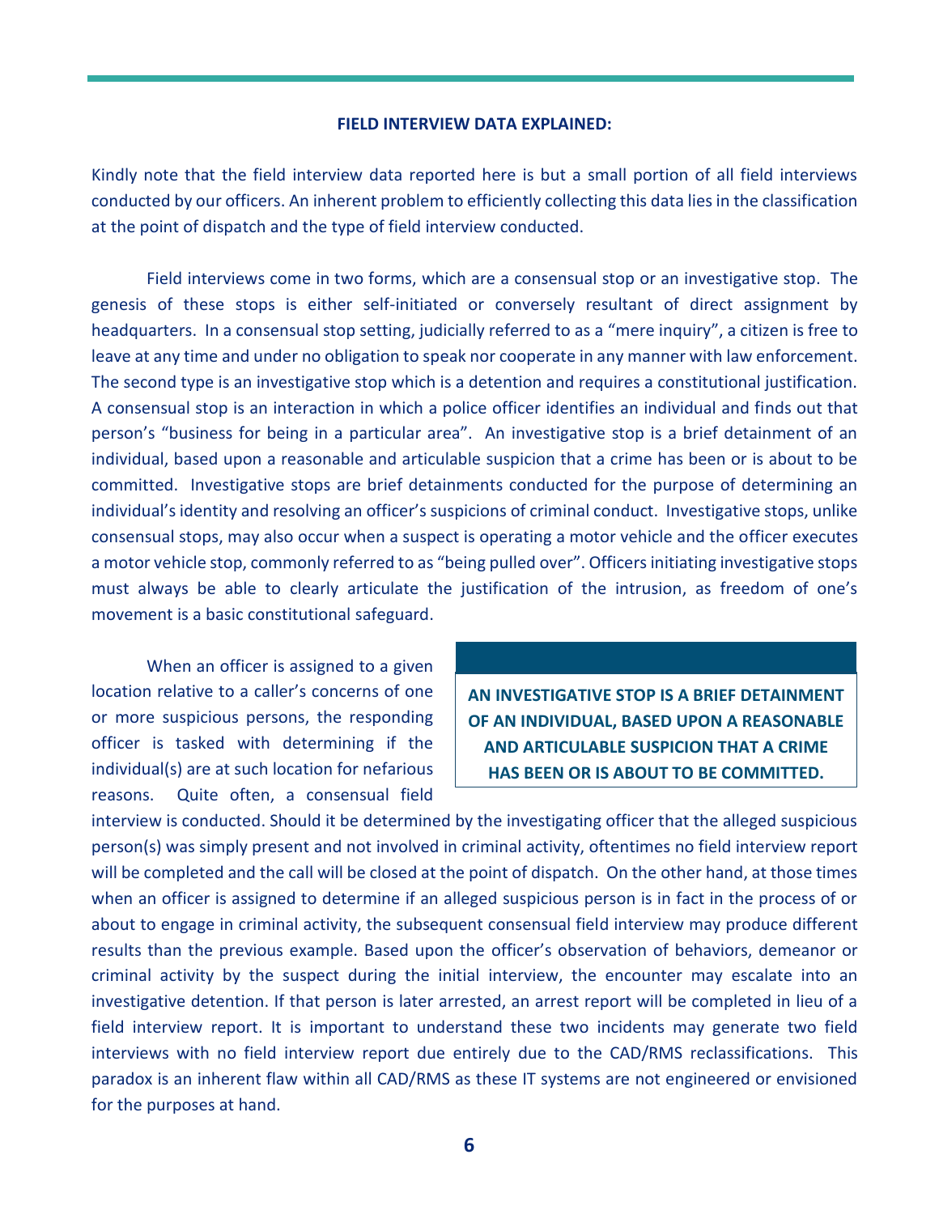## FIELD INTERVIEW DATA EXPLAINED:

Kindly note that the field interview data reported here is but a small portion of all field interviews conducted by our officers. An inherent problem to efficiently collecting this data lies in the classification at the point of dispatch and the type of field interview conducted.

Field interviews come in two forms, which are a consensual stop or an investigative stop. The genesis of these stops is either self-initiated or conversely resultant of direct assignment by headquarters. In a consensual stop setting, judicially referred to as a "mere inquiry", a citizen is free to leave at any time and under no obligation to speak nor cooperate in any manner with law enforcement. The second type is an investigative stop which is a detention and requires a constitutional justification. A consensual stop is an interaction in which a police officer identifies an individual and finds out that person's "business for being in a particular area". An investigative stop is a brief detainment of an individual, based upon a reasonable and articulable suspicion that a crime has been or is about to be committed. Investigative stops are brief detainments conducted for the purpose of determining an individual's identity and resolving an officer's suspicions of criminal conduct. Investigative stops, unlike consensual stops, may also occur when a suspect is operating a motor vehicle and the officer executes a motor vehicle stop, commonly referred to as "being pulled over". Officers initiating investigative stops must always be able to clearly articulate the justification of the intrusion, as freedom of one's movement is a basic constitutional safeguard.

**AN INVESTIGATIVE STOP IS A BRIEF DETAINMENT OF AN INDIVIDUAL, BASED UPON A REASONABLE AND ARTICULABLE SUSPICION THAT A CRIME HAS BEEN OR IS ABOUT TO BE COMMITTED.**

When an officer is assigned to a given location relative to a caller's concerns of one or more suspicious persons, the responding officer is tasked with determining if the individual(s) are at such location for nefarious reasons. Quite often, a consensual field interview is conducted. Should it be determined by the investigating officer that the alleged suspicious person(s) was simply present and not involved in criminal activity, oftentimes no field interview report will be completed and the call will be closed at the point of dispatch. On the other hand, at those times when an officer is assigned to determine if an alleged suspicious person is in fact in the process of or about to engage in criminal activity, the subsequent consensual field interview may produce different results than the previous example. Based upon the officer's observation of behaviors, demeanor or criminal activity by the suspect during the initial interview, the encounter may escalate into an investigative detention. If that person is later arrested, an arrest report will be completed in lieu of a field interview report. It is important to understand these two incidents may generate two field interviews with no field interview report due entirely due to the CAD/RMS reclassifications. This paradox is an inherent flaw within all CAD/RMS as these IT systems are not engineered or envisioned for the purposes at hand.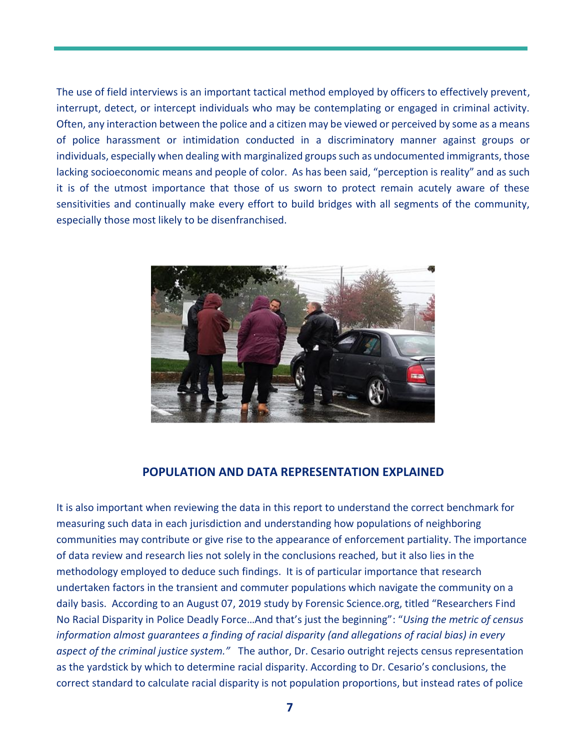The use of field interviews is an important tactical method employed by officers to effectively prevent, interrupt, detect, or intercept individuals who may be contemplating or engaged in criminal activity. Often, any interaction between the police and a citizen may be viewed or perceived by some as a means of police harassment or intimidation conducted in a discriminatory manner against groups or individuals, especially when dealing with marginalized groups such as undocumented immigrants, those lacking socioeconomic means and people of color. As has been said, "perception is reality" and as such it is of the utmost importance that those of us sworn to protect remain acutely aware of these sensitivities and continually make every effort to build bridges with all segments of the community, especially those most likely to be disenfranchised.

## POPULATION AND DATA REPRESENTATION EXPLAINED

It is also important when reviewing the data in this report to understand the correct benchmark for measuring such data in each jurisdiction and understanding how populations of neighboring communities may contribute or give rise to the appearance of enforcement partiality. The importance of data review and research lies not solely in the conclusions reached, but it also lies in the methodology employed to deduce such findings. It is of particular importance that research undertaken factors in the transient and commuter populations which navigate the community on a daily basis. According to an August 07, 2019 study by Forensic Science.org, titled "Researchers Find No Racial Disparity in Police Deadly Force…And that's just the beginning": "*Using the metric of census information almost guarantees a finding of racial disparity (and allegations of racial bias) in every aspect of the criminal justice system."* The author, Dr. Cesario outright rejects census representation as the yardstick by which to determine racial disparity. According to Dr. Cesario's conclusions, the correct standard to calculate racial disparity is not population proportions, but instead rates of police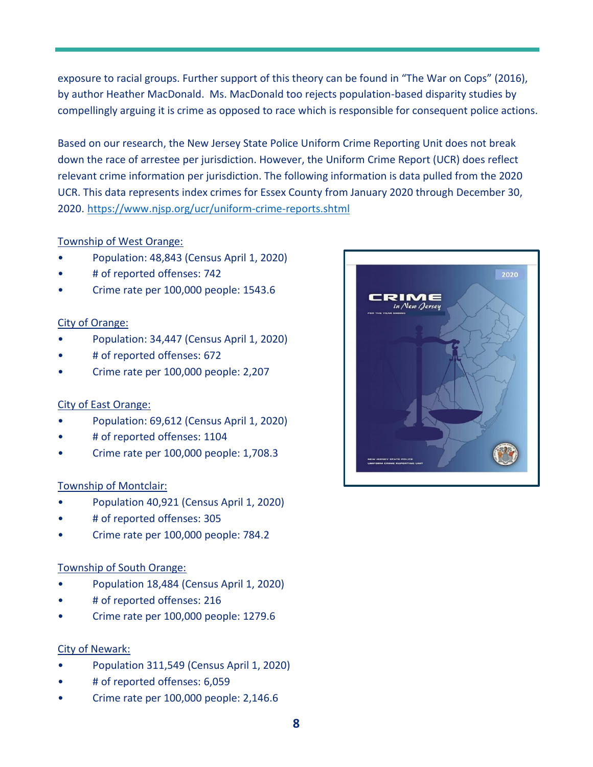exposure to racial groups. Further support of this theory can be found in "The War on Cops" (2016), by author Heather MacDonald. Ms. MacDonald too rejects population-based disparity studies by compellingly arguing it is crime as opposed to race which is responsible for consequent police actions.

Based on our research, the New Jersey State Police Uniform Crime Reporting Unit does not break down the race of arrestee per jurisdiction. However, the Uniform Crime Report (UCR) does reflect relevant crime information per jurisdiction. The following information is data pulled from the 2020 UCR. This data represents index crimes for Essex County from January 2020 through December 30, 2020. https://www.njsp.org/ucr/uniform-crime-reports.shtml

Township of West Orange:

- Population: 48,843 (Census April 1, 2020)
- # of reported offenses: 742
- Crime rate per 100,000 people: 1543.6

City of Orange:

- Population: 34,447 (Census April 1, 2020)
- # of reported offenses: 672
- Crime rate per 100,000 people: 2,207

City of East Orange:

- Population: 69,612 (Census April 1, 2020)
- # of reported offenses: 1104
- Crime rate per 100,000 people: 1,708.3

Township of Montclair:

- Population 40,921 (Census April 1, 2020)
- # of reported offenses: 305
- Crime rate per 100,000 people: 784.2

Township of South Orange:

- Population 18,484 (Census April 1, 2020)
- # of reported offenses: 216
- Crime rate per 100,000 people: 1279.6

City of Newark:

- Population 311,549 (Census April 1, 2020)
- # of reported offenses: 6,059
- Crime rate per 100,000 people: 2,146.6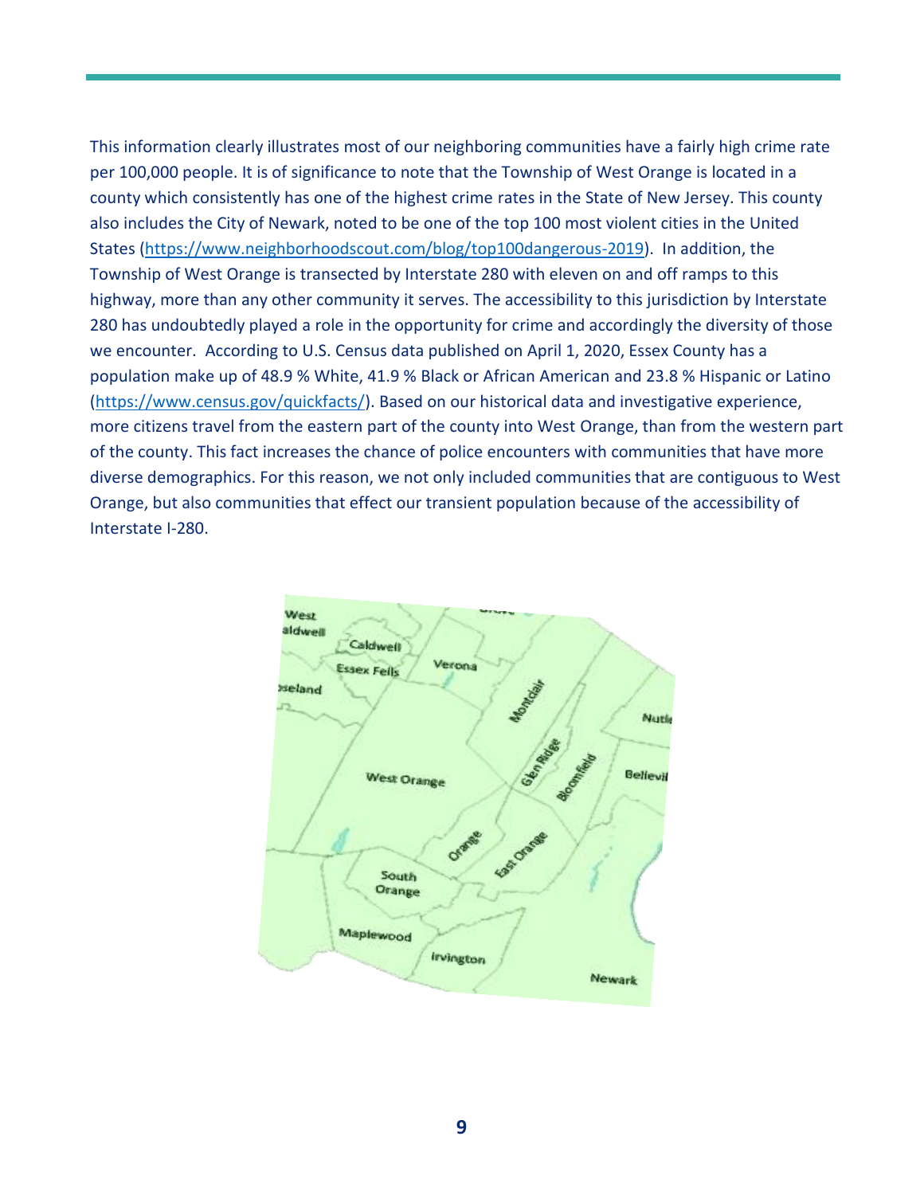This information clearly illustrates most of our neighboring communities have a fairly high crime rate per 100,000 people. It is of significance to note that the Township of West Orange is located in a county which consistently has one of the highest crime rates in the State of New Jersey. This county also includes the City of Newark, noted to be one of the top 100 most violent cities in the United States (https://www.neighborhoodscout.com/blog/top100dangerous-2019). In addition, the Township of West Orange is transected by Interstate 280 with eleven on and off ramps to this highway, more than any other community it serves. The accessibility to this jurisdiction by Interstate 280 has undoubtedly played a role in the opportunity for crime and accordingly the diversity of those we encounter. According to U.S. Census data published on April 1, 2020, Essex County has a population make up of 48.9 % White, 41.9 % Black or African American and 23.8 % Hispanic or Latino (https://www.census.gov/quickfacts/). Based on our historical data and investigative experience, more citizens travel from the eastern part of the county into West Orange, than from the western part of the county. This fact increases the chance of police encounters with communities that have more diverse demographics. For this reason, we not only included communities that are contiguous to West Orange, but also communities that effect our transient population because of the accessibility of Interstate I-280.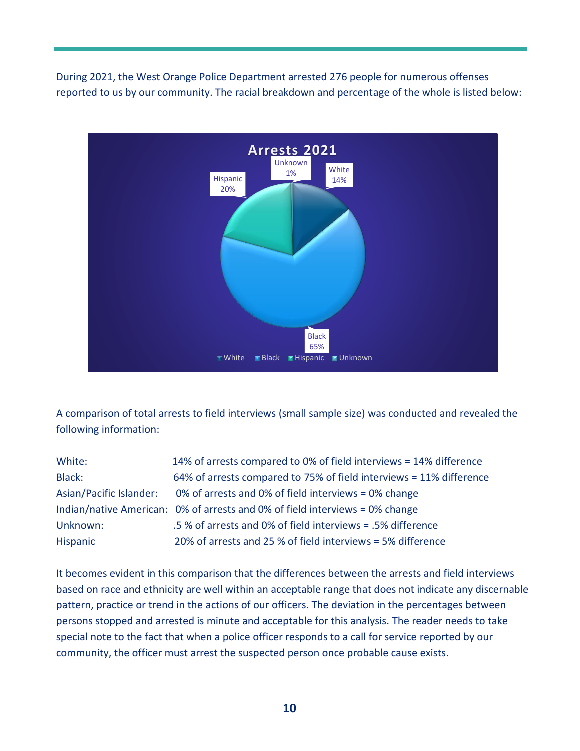During 2021, the West Orange Police Department arrested 276 people for numerous offenses reported to us by our community. The racial breakdown and percentage of the whole is listed below:

**Arrests 2021**

| Race | Percentage |
|---|---|
| White | 14% |
| Black | 65% |
| Hispanic | 20% |
| Unknown | 1% |

A comparison of total arrests to field interviews (small sample size) was conducted and revealed the following information:

| | |
|---|---|
| White: | 14% of arrests compared to 0% of field interviews = 14% difference |
| Black: | 64% of arrests compared to 75% of field interviews = 11% difference |
| Asian/Pacific Islander: | 0% of arrests and 0% of field interviews = 0% change |
| Indian/native American: | 0% of arrests and 0% of field interviews = 0% change |
| Unknown: | .5 % of arrests and 0% of field interviews = .5% difference |
| Hispanic | 20% of arrests and 25 % of field interviews = 5% difference |

It becomes evident in this comparison that the differences between the arrests and field interviews based on race and ethnicity are well within an acceptable range that does not indicate any discernable pattern, practice or trend in the actions of our officers. The deviation in the percentages between persons stopped and arrested is minute and acceptable for this analysis. The reader needs to take special note to the fact that when a police officer responds to a call for service reported by our community, the officer must arrest the suspected person once probable cause exists.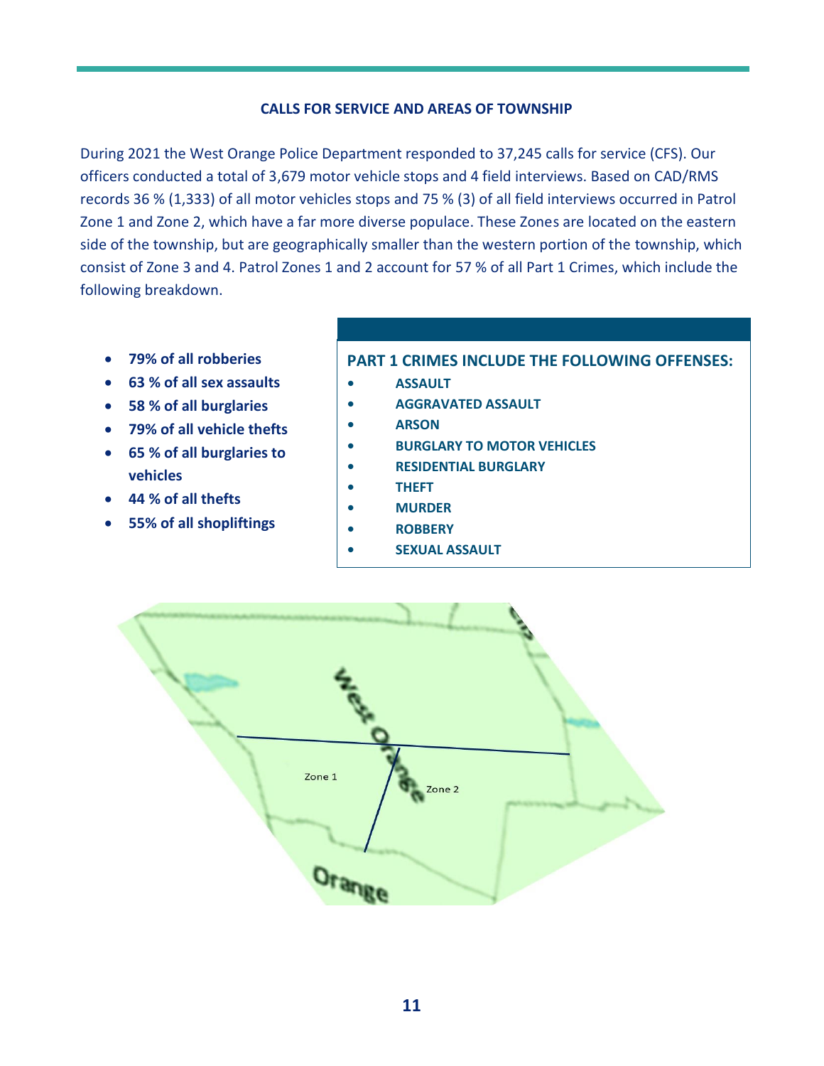## CALLS FOR SERVICE AND AREAS OF TOWNSHIP

During 2021 the West Orange Police Department responded to 37,245 calls for service (CFS). Our officers conducted a total of 3,679 motor vehicle stops and 4 field interviews. Based on CAD/RMS records 36 % (1,333) of all motor vehicles stops and 75 % (3) of all field interviews occurred in Patrol Zone 1 and Zone 2, which have a far more diverse populace. These Zones are located on the eastern side of the township, but are geographically smaller than the western portion of the township, which consist of Zone 3 and 4. Patrol Zones 1 and 2 account for 57 % of all Part 1 Crimes, which include the following breakdown.

- **79% of all robberies**
- **63 % of all sex assaults**
- **58 % of all burglaries**
- **79% of all vehicle thefts**
- **65 % of all burglaries to vehicles**
- **44 % of all thefts**
- **55% of all shopliftings**

**PART 1 CRIMES INCLUDE THE FOLLOWING OFFENSES:**

- **ASSAULT**
- **AGGRAVATED ASSAULT**
- **ARSON**
- **BURGLARY TO MOTOR VEHICLES**
- **RESIDENTIAL BURGLARY**
- **THEFT**
- **MURDER**
- **ROBBERY**
- **SEXUAL ASSAULT**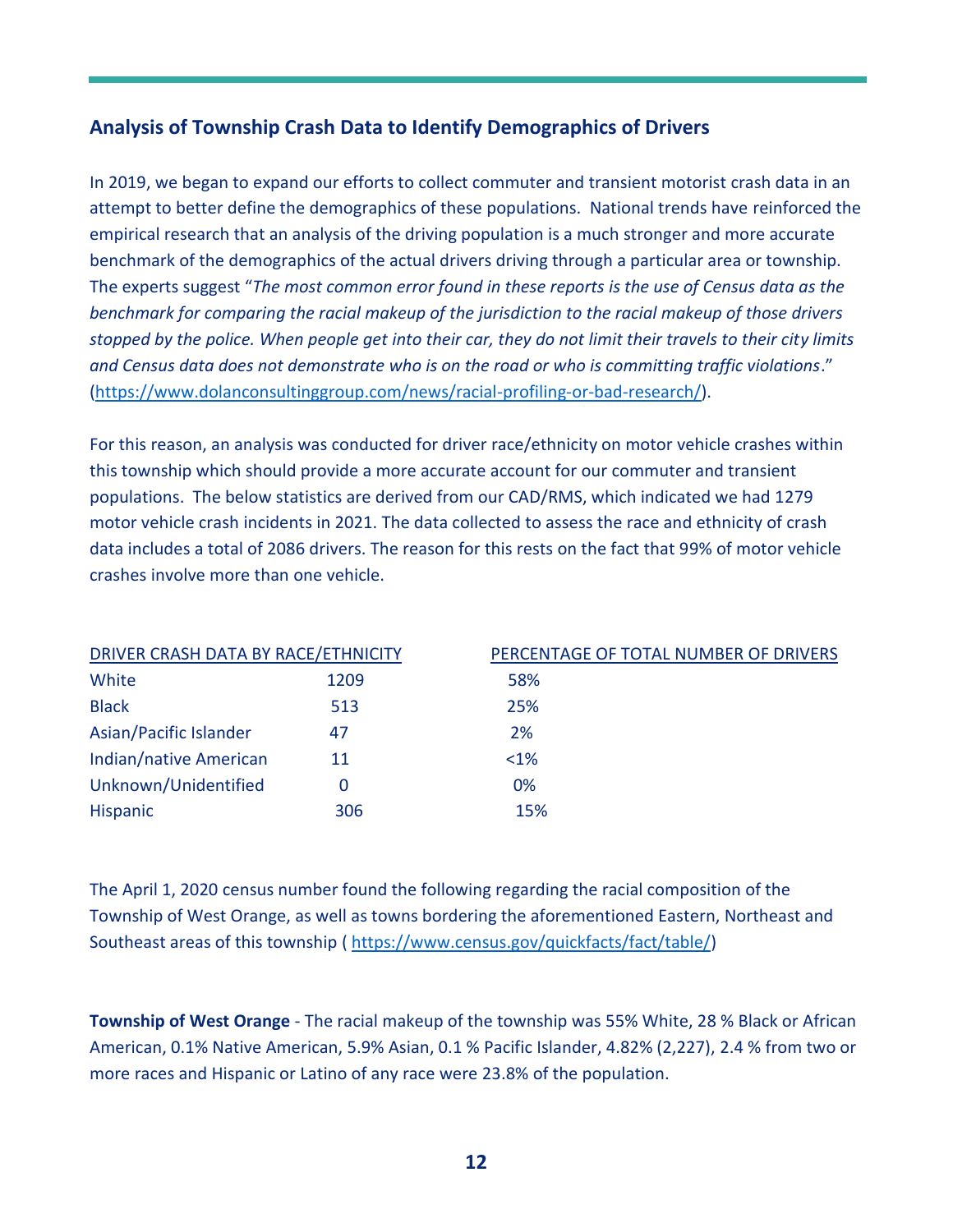## Analysis of Township Crash Data to Identify Demographics of Drivers

In 2019, we began to expand our efforts to collect commuter and transient motorist crash data in an attempt to better define the demographics of these populations. National trends have reinforced the empirical research that an analysis of the driving population is a much stronger and more accurate benchmark of the demographics of the actual drivers driving through a particular area or township. The experts suggest "*The most common error found in these reports is the use of Census data as the benchmark for comparing the racial makeup of the jurisdiction to the racial makeup of those drivers stopped by the police. When people get into their car, they do not limit their travels to their city limits and Census data does not demonstrate who is on the road or who is committing traffic violations*." (https://www.dolanconsultinggroup.com/news/racial-profiling-or-bad-research/).

For this reason, an analysis was conducted for driver race/ethnicity on motor vehicle crashes within this township which should provide a more accurate account for our commuter and transient populations. The below statistics are derived from our CAD/RMS, which indicated we had 1279 motor vehicle crash incidents in 2021. The data collected to assess the race and ethnicity of crash data includes a total of 2086 drivers. The reason for this rests on the fact that 99% of motor vehicle crashes involve more than one vehicle.

| DRIVER CRASH DATA BY RACE/ETHNICITY | | PERCENTAGE OF TOTAL NUMBER OF DRIVERS |
|---|---|---|
| White | 1209 | 58% |
| Black | 513 | 25% |
| Asian/Pacific Islander | 47 | 2% |
| Indian/native American | 11 | <1% |
| Unknown/Unidentified | 0 | 0% |
| Hispanic | 306 | 15% |

The April 1, 2020 census number found the following regarding the racial composition of the Township of West Orange, as well as towns bordering the aforementioned Eastern, Northeast and Southeast areas of this township ( https://www.census.gov/quickfacts/fact/table/)

**Township of West Orange** - The racial makeup of the township was 55% White, 28 % Black or African American, 0.1% Native American, 5.9% Asian, 0.1 % Pacific Islander, 4.82% (2,227), 2.4 % from two or more races and Hispanic or Latino of any race were 23.8% of the population.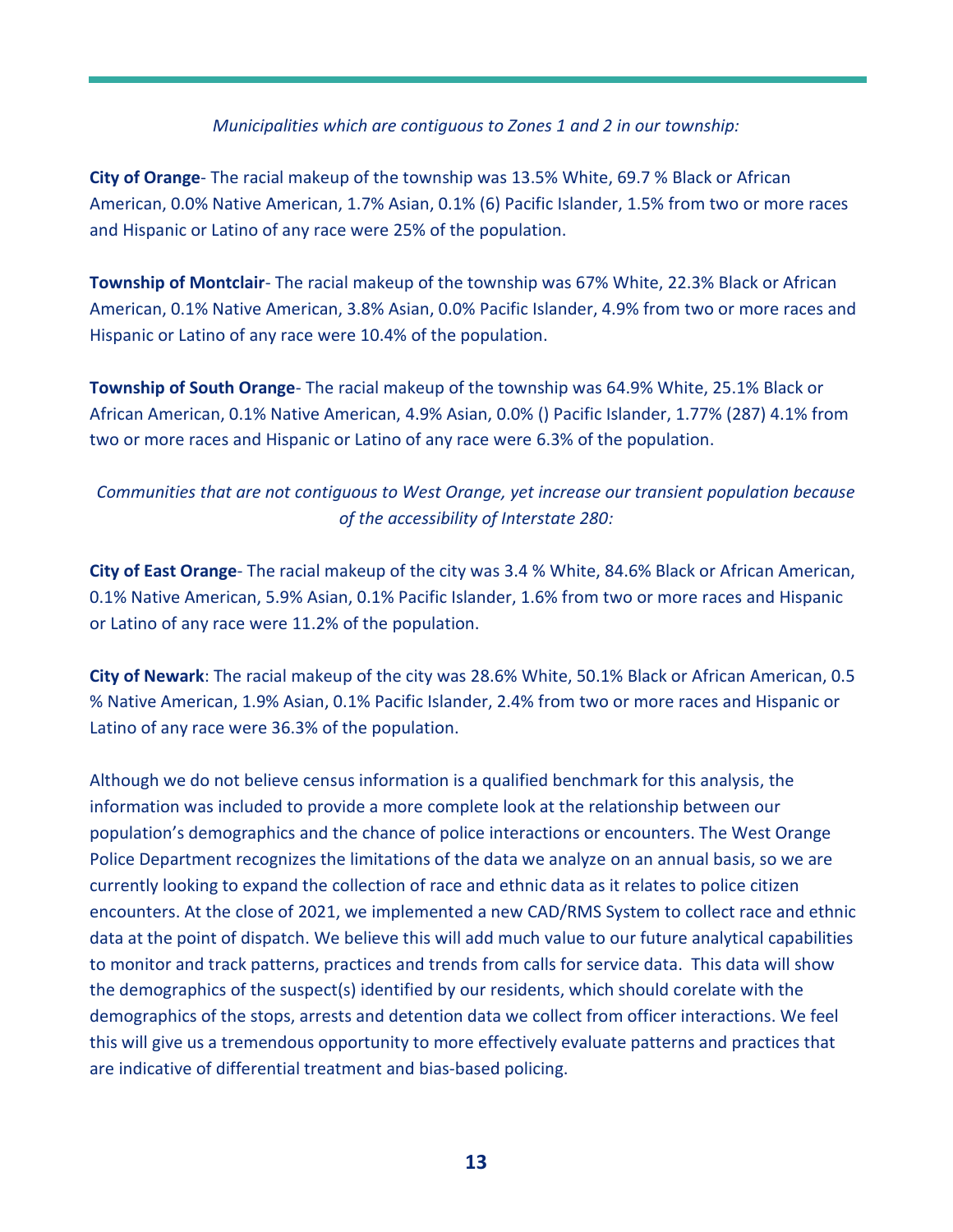*Municipalities which are contiguous to Zones 1 and 2 in our township:*

**City of Orange**- The racial makeup of the township was 13.5% White, 69.7 % Black or African American, 0.0% Native American, 1.7% Asian, 0.1% (6) Pacific Islander, 1.5% from two or more races and Hispanic or Latino of any race were 25% of the population.

**Township of Montclair**- The racial makeup of the township was 67% White, 22.3% Black or African American, 0.1% Native American, 3.8% Asian, 0.0% Pacific Islander, 4.9% from two or more races and Hispanic or Latino of any race were 10.4% of the population.

**Township of South Orange**- The racial makeup of the township was 64.9% White, 25.1% Black or African American, 0.1% Native American, 4.9% Asian, 0.0% () Pacific Islander, 1.77% (287) 4.1% from two or more races and Hispanic or Latino of any race were 6.3% of the population.

*Communities that are not contiguous to West Orange, yet increase our transient population because of the accessibility of Interstate 280:*

**City of East Orange**- The racial makeup of the city was 3.4 % White, 84.6% Black or African American, 0.1% Native American, 5.9% Asian, 0.1% Pacific Islander, 1.6% from two or more races and Hispanic or Latino of any race were 11.2% of the population.

**City of Newark**: The racial makeup of the city was 28.6% White, 50.1% Black or African American, 0.5 % Native American, 1.9% Asian, 0.1% Pacific Islander, 2.4% from two or more races and Hispanic or Latino of any race were 36.3% of the population.

Although we do not believe census information is a qualified benchmark for this analysis, the information was included to provide a more complete look at the relationship between our population's demographics and the chance of police interactions or encounters. The West Orange Police Department recognizes the limitations of the data we analyze on an annual basis, so we are currently looking to expand the collection of race and ethnic data as it relates to police citizen encounters. At the close of 2021, we implemented a new CAD/RMS System to collect race and ethnic data at the point of dispatch. We believe this will add much value to our future analytical capabilities to monitor and track patterns, practices and trends from calls for service data. This data will show the demographics of the suspect(s) identified by our residents, which should corelate with the demographics of the stops, arrests and detention data we collect from officer interactions. We feel this will give us a tremendous opportunity to more effectively evaluate patterns and practices that are indicative of differential treatment and bias-based policing.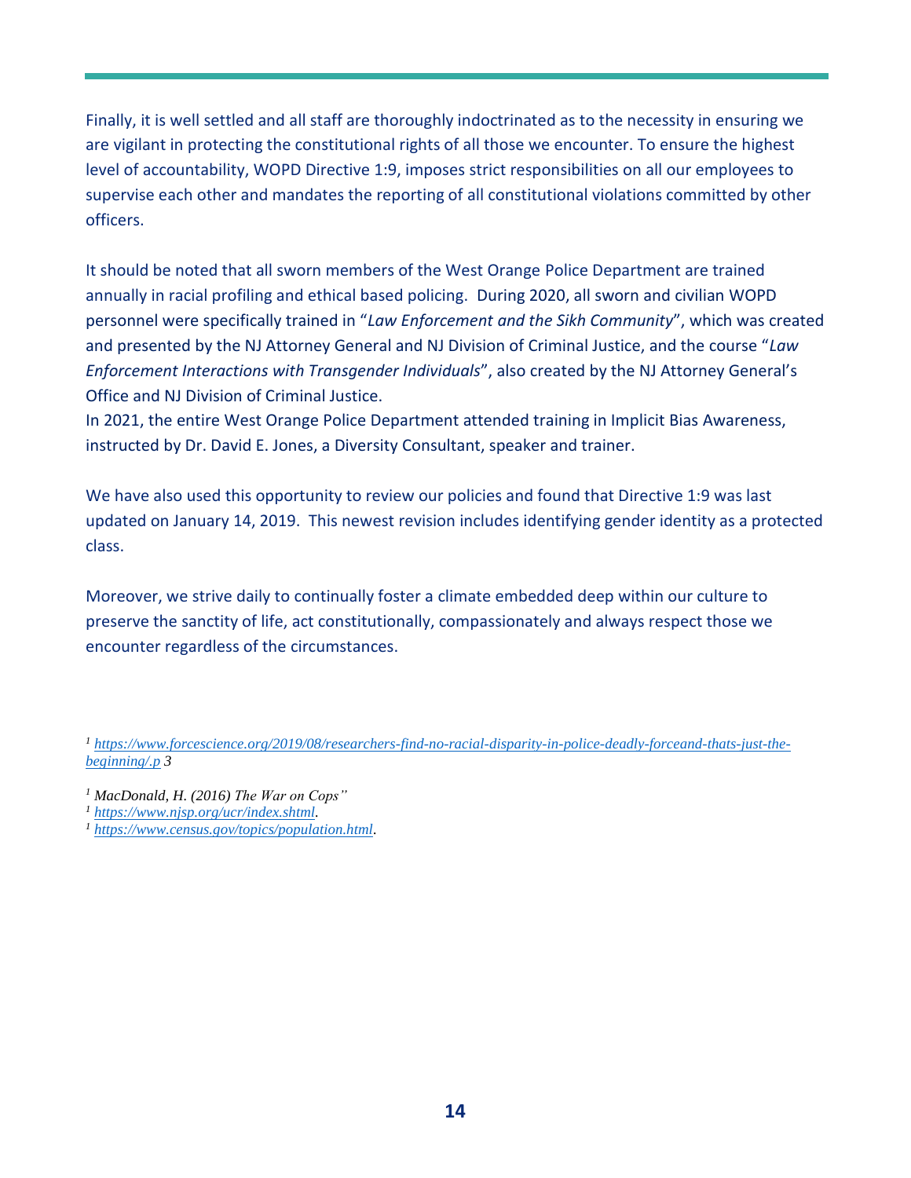Finally, it is well settled and all staff are thoroughly indoctrinated as to the necessity in ensuring we are vigilant in protecting the constitutional rights of all those we encounter. To ensure the highest level of accountability, WOPD Directive 1:9, imposes strict responsibilities on all our employees to supervise each other and mandates the reporting of all constitutional violations committed by other officers.

It should be noted that all sworn members of the West Orange Police Department are trained annually in racial profiling and ethical based policing. During 2020, all sworn and civilian WOPD personnel were specifically trained in "*Law Enforcement and the Sikh Community*", which was created and presented by the NJ Attorney General and NJ Division of Criminal Justice, and the course "*Law Enforcement Interactions with Transgender Individuals*", also created by the NJ Attorney General's Office and NJ Division of Criminal Justice.
In 2021, the entire West Orange Police Department attended training in Implicit Bias Awareness, instructed by Dr. David E. Jones, a Diversity Consultant, speaker and trainer.

We have also used this opportunity to review our policies and found that Directive 1:9 was last updated on January 14, 2019. This newest revision includes identifying gender identity as a protected class.

Moreover, we strive daily to continually foster a climate embedded deep within our culture to preserve the sanctity of life, act constitutionally, compassionately and always respect those we encounter regardless of the circumstances.

---

[1] *https://www.forcescience.org/2019/08/researchers-find-no-racial-disparity-in-police-deadly-forceand-thats-just-the-beginning/.p 3*

[1] *MacDonald, H. (2016) The War on Cops"*

[1] *https://www.njsp.org/ucr/index.shtml.*

[1] *https://www.census.gov/topics/population.html.*